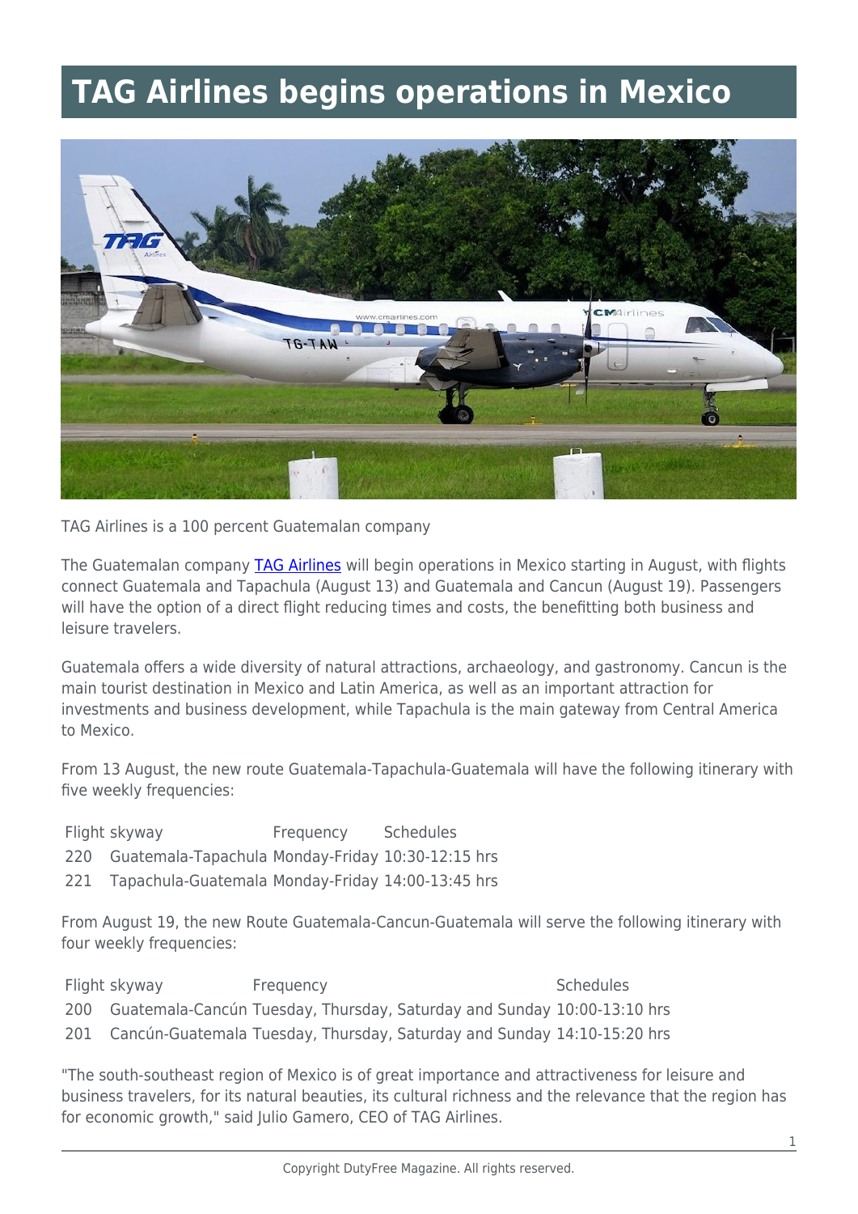# TAG Airlines begins operations in Mexico

TAG Airlines is a 100 percent Guatemalan company

The Guatemalan company TAG Airlines will begin operations in Mexico starting in August, with flights connect Guatemala and Tapachula (August 13) and Guatemala and Cancun (August 19). Passengers will have the option of a direct flight reducing times and costs, the benefitting both business and leisure travelers.

Guatemala offers a wide diversity of natural attractions, archaeology, and gastronomy. Cancun is the main tourist destination in Mexico and Latin America, as well as an important attraction for investments and business development, while Tapachula is the main gateway from Central America to Mexico.

From 13 August, the new route Guatemala-Tapachula-Guatemala will have the following itinerary with five weekly frequencies:

| Flight | skyway | Frequency | Schedules |
|---|---|---|---|
| 220 | Guatemala-Tapachula | Monday-Friday | 10:30-12:15 hrs |
| 221 | Tapachula-Guatemala | Monday-Friday | 14:00-13:45 hrs |

From August 19, the new Route Guatemala-Cancun-Guatemala will serve the following itinerary with four weekly frequencies:

| Flight | skyway | Frequency | Schedules |
|---|---|---|---|
| 200 | Guatemala-Cancún | Tuesday, Thursday, Saturday and Sunday | 10:00-13:10 hrs |
| 201 | Cancún-Guatemala | Tuesday, Thursday, Saturday and Sunday | 14:10-15:20 hrs |

"The south-southeast region of Mexico is of great importance and attractiveness for leisure and business travelers, for its natural beauties, its cultural richness and the relevance that the region has for economic growth," said Julio Gamero, CEO of TAG Airlines.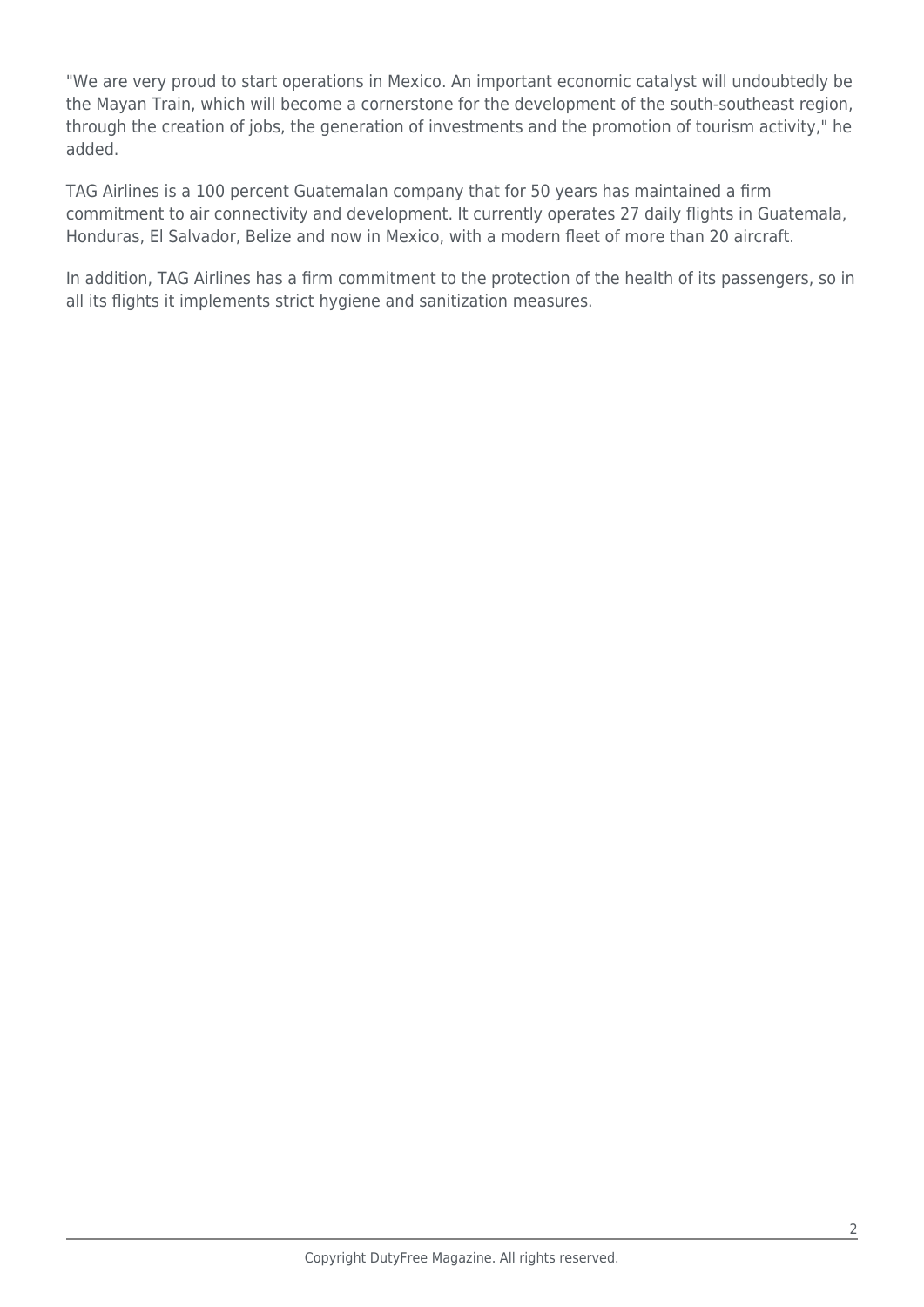"We are very proud to start operations in Mexico. An important economic catalyst will undoubtedly be the Mayan Train, which will become a cornerstone for the development of the south-southeast region, through the creation of jobs, the generation of investments and the promotion of tourism activity," he added.

TAG Airlines is a 100 percent Guatemalan company that for 50 years has maintained a firm commitment to air connectivity and development. It currently operates 27 daily flights in Guatemala, Honduras, El Salvador, Belize and now in Mexico, with a modern fleet of more than 20 aircraft.

In addition, TAG Airlines has a firm commitment to the protection of the health of its passengers, so in all its flights it implements strict hygiene and sanitization measures.